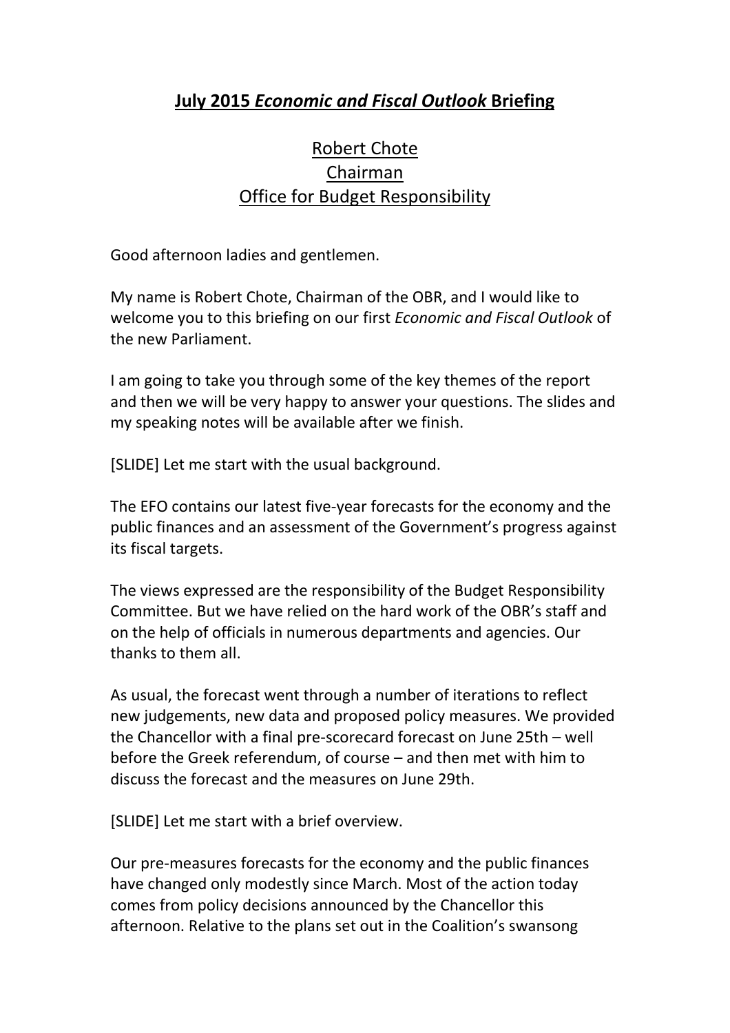# **July 2015 *Economic and Fiscal Outlook* Briefing**

Robert Chote
Chairman
Office for Budget Responsibility

Good afternoon ladies and gentlemen.

My name is Robert Chote, Chairman of the OBR, and I would like to welcome you to this briefing on our first *Economic and Fiscal Outlook* of the new Parliament.

I am going to take you through some of the key themes of the report and then we will be very happy to answer your questions. The slides and my speaking notes will be available after we finish.

[SLIDE] Let me start with the usual background.

The EFO contains our latest five-year forecasts for the economy and the public finances and an assessment of the Government's progress against its fiscal targets.

The views expressed are the responsibility of the Budget Responsibility Committee. But we have relied on the hard work of the OBR's staff and on the help of officials in numerous departments and agencies. Our thanks to them all.

As usual, the forecast went through a number of iterations to reflect new judgements, new data and proposed policy measures. We provided the Chancellor with a final pre-scorecard forecast on June 25th – well before the Greek referendum, of course – and then met with him to discuss the forecast and the measures on June 29th.

[SLIDE] Let me start with a brief overview.

Our pre-measures forecasts for the economy and the public finances have changed only modestly since March. Most of the action today comes from policy decisions announced by the Chancellor this afternoon. Relative to the plans set out in the Coalition's swansong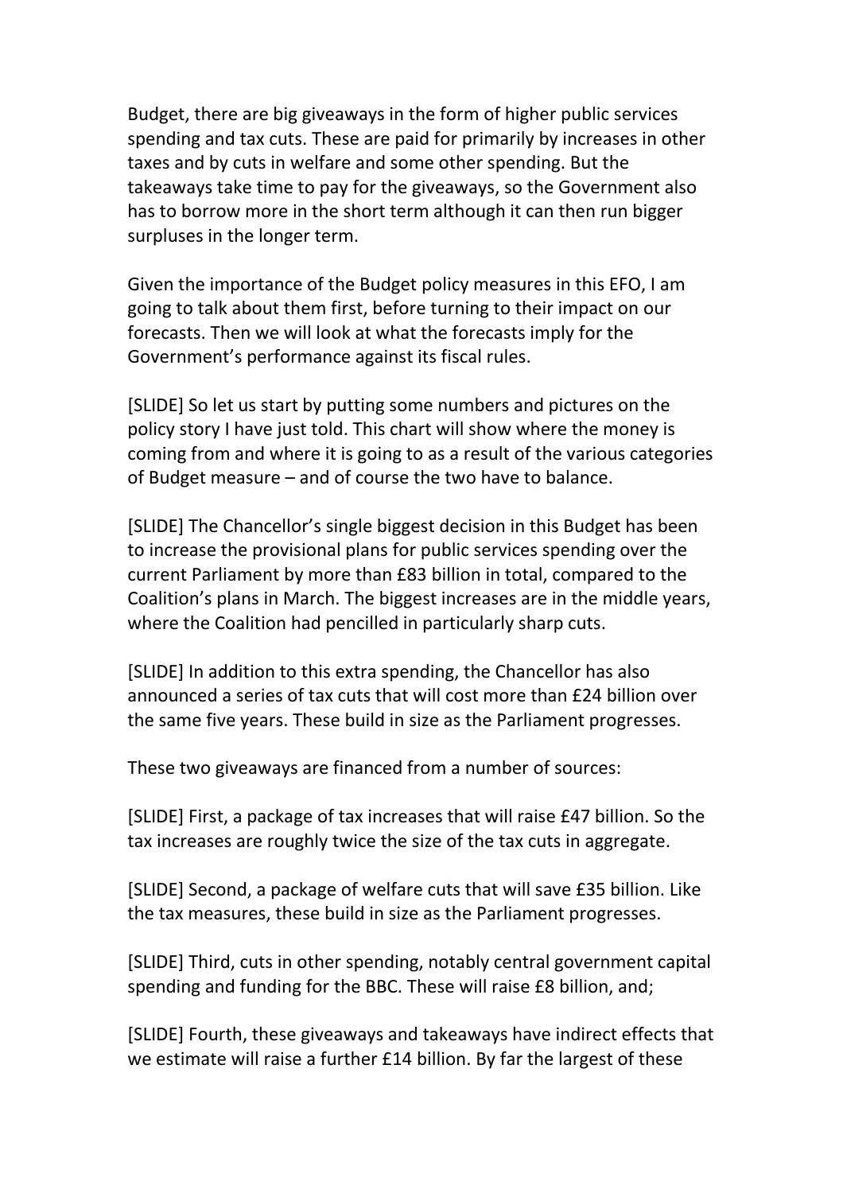Budget, there are big giveaways in the form of higher public services spending and tax cuts. These are paid for primarily by increases in other taxes and by cuts in welfare and some other spending. But the takeaways take time to pay for the giveaways, so the Government also has to borrow more in the short term although it can then run bigger surpluses in the longer term.

Given the importance of the Budget policy measures in this EFO, I am going to talk about them first, before turning to their impact on our forecasts. Then we will look at what the forecasts imply for the Government's performance against its fiscal rules.

[SLIDE] So let us start by putting some numbers and pictures on the policy story I have just told. This chart will show where the money is coming from and where it is going to as a result of the various categories of Budget measure – and of course the two have to balance.

[SLIDE] The Chancellor's single biggest decision in this Budget has been to increase the provisional plans for public services spending over the current Parliament by more than £83 billion in total, compared to the Coalition's plans in March. The biggest increases are in the middle years, where the Coalition had pencilled in particularly sharp cuts.

[SLIDE] In addition to this extra spending, the Chancellor has also announced a series of tax cuts that will cost more than £24 billion over the same five years. These build in size as the Parliament progresses.

These two giveaways are financed from a number of sources:

[SLIDE] First, a package of tax increases that will raise £47 billion. So the tax increases are roughly twice the size of the tax cuts in aggregate.

[SLIDE] Second, a package of welfare cuts that will save £35 billion. Like the tax measures, these build in size as the Parliament progresses.

[SLIDE] Third, cuts in other spending, notably central government capital spending and funding for the BBC. These will raise £8 billion, and;

[SLIDE] Fourth, these giveaways and takeaways have indirect effects that we estimate will raise a further £14 billion. By far the largest of these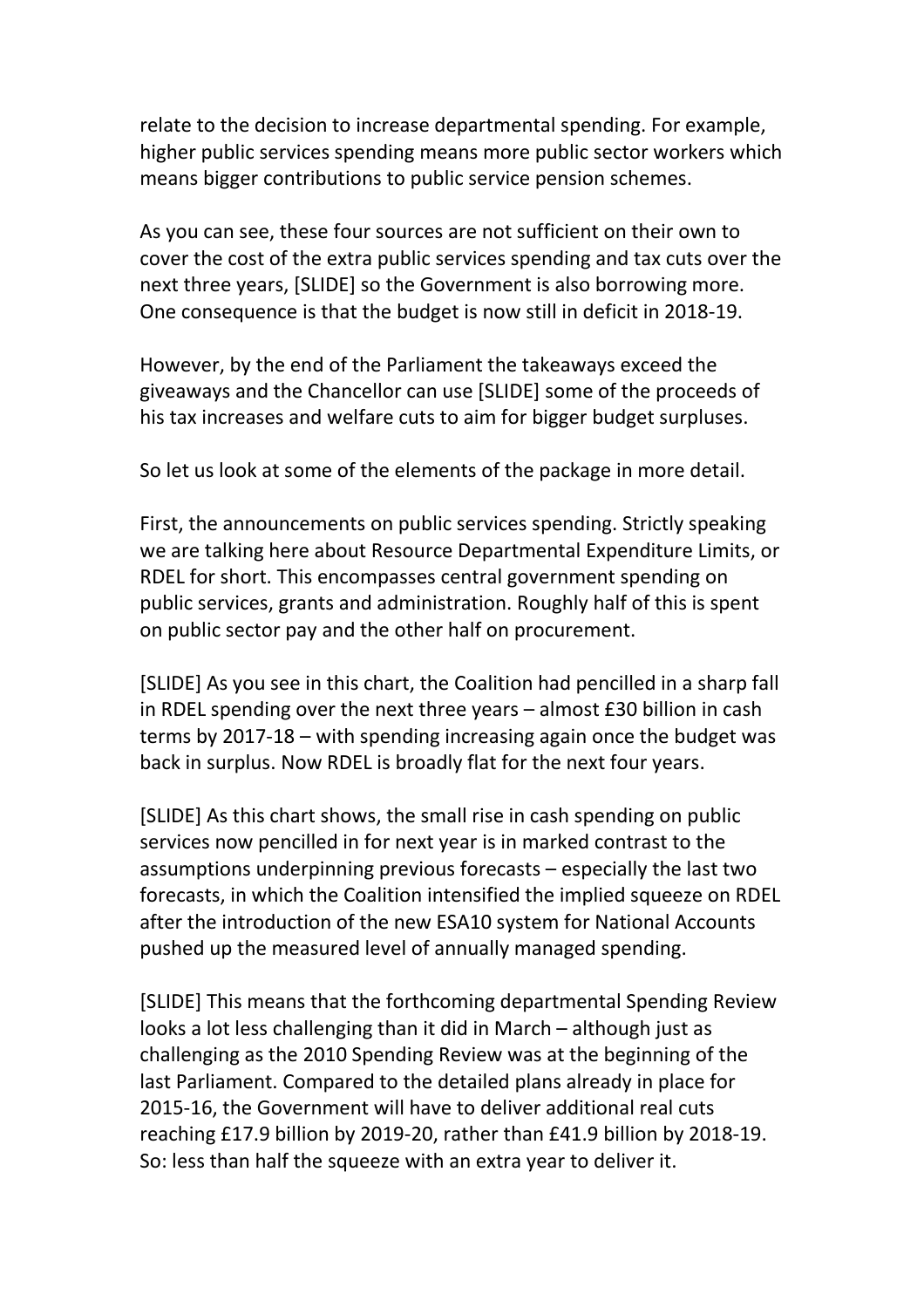relate to the decision to increase departmental spending. For example, higher public services spending means more public sector workers which means bigger contributions to public service pension schemes.

As you can see, these four sources are not sufficient on their own to cover the cost of the extra public services spending and tax cuts over the next three years, [SLIDE] so the Government is also borrowing more. One consequence is that the budget is now still in deficit in 2018-19.

However, by the end of the Parliament the takeaways exceed the giveaways and the Chancellor can use [SLIDE] some of the proceeds of his tax increases and welfare cuts to aim for bigger budget surpluses.

So let us look at some of the elements of the package in more detail.

First, the announcements on public services spending. Strictly speaking we are talking here about Resource Departmental Expenditure Limits, or RDEL for short. This encompasses central government spending on public services, grants and administration. Roughly half of this is spent on public sector pay and the other half on procurement.

[SLIDE] As you see in this chart, the Coalition had pencilled in a sharp fall in RDEL spending over the next three years – almost £30 billion in cash terms by 2017-18 – with spending increasing again once the budget was back in surplus. Now RDEL is broadly flat for the next four years.

[SLIDE] As this chart shows, the small rise in cash spending on public services now pencilled in for next year is in marked contrast to the assumptions underpinning previous forecasts – especially the last two forecasts, in which the Coalition intensified the implied squeeze on RDEL after the introduction of the new ESA10 system for National Accounts pushed up the measured level of annually managed spending.

[SLIDE] This means that the forthcoming departmental Spending Review looks a lot less challenging than it did in March – although just as challenging as the 2010 Spending Review was at the beginning of the last Parliament. Compared to the detailed plans already in place for 2015-16, the Government will have to deliver additional real cuts reaching £17.9 billion by 2019-20, rather than £41.9 billion by 2018-19. So: less than half the squeeze with an extra year to deliver it.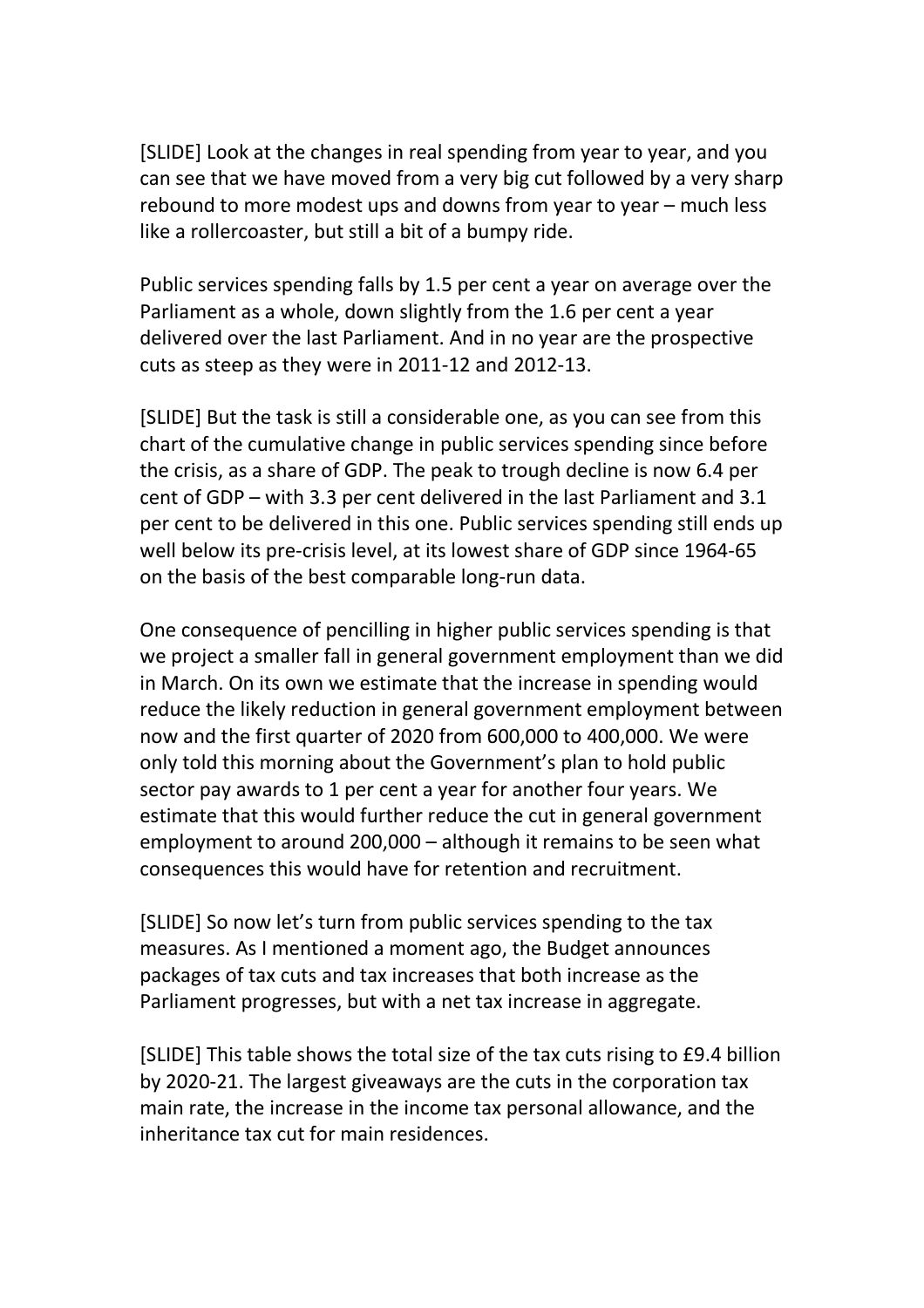[SLIDE] Look at the changes in real spending from year to year, and you can see that we have moved from a very big cut followed by a very sharp rebound to more modest ups and downs from year to year – much less like a rollercoaster, but still a bit of a bumpy ride.

Public services spending falls by 1.5 per cent a year on average over the Parliament as a whole, down slightly from the 1.6 per cent a year delivered over the last Parliament. And in no year are the prospective cuts as steep as they were in 2011-12 and 2012-13.

[SLIDE] But the task is still a considerable one, as you can see from this chart of the cumulative change in public services spending since before the crisis, as a share of GDP. The peak to trough decline is now 6.4 per cent of GDP – with 3.3 per cent delivered in the last Parliament and 3.1 per cent to be delivered in this one. Public services spending still ends up well below its pre-crisis level, at its lowest share of GDP since 1964-65 on the basis of the best comparable long-run data.

One consequence of pencilling in higher public services spending is that we project a smaller fall in general government employment than we did in March. On its own we estimate that the increase in spending would reduce the likely reduction in general government employment between now and the first quarter of 2020 from 600,000 to 400,000. We were only told this morning about the Government's plan to hold public sector pay awards to 1 per cent a year for another four years. We estimate that this would further reduce the cut in general government employment to around 200,000 – although it remains to be seen what consequences this would have for retention and recruitment.

[SLIDE] So now let's turn from public services spending to the tax measures. As I mentioned a moment ago, the Budget announces packages of tax cuts and tax increases that both increase as the Parliament progresses, but with a net tax increase in aggregate.

[SLIDE] This table shows the total size of the tax cuts rising to £9.4 billion by 2020-21. The largest giveaways are the cuts in the corporation tax main rate, the increase in the income tax personal allowance, and the inheritance tax cut for main residences.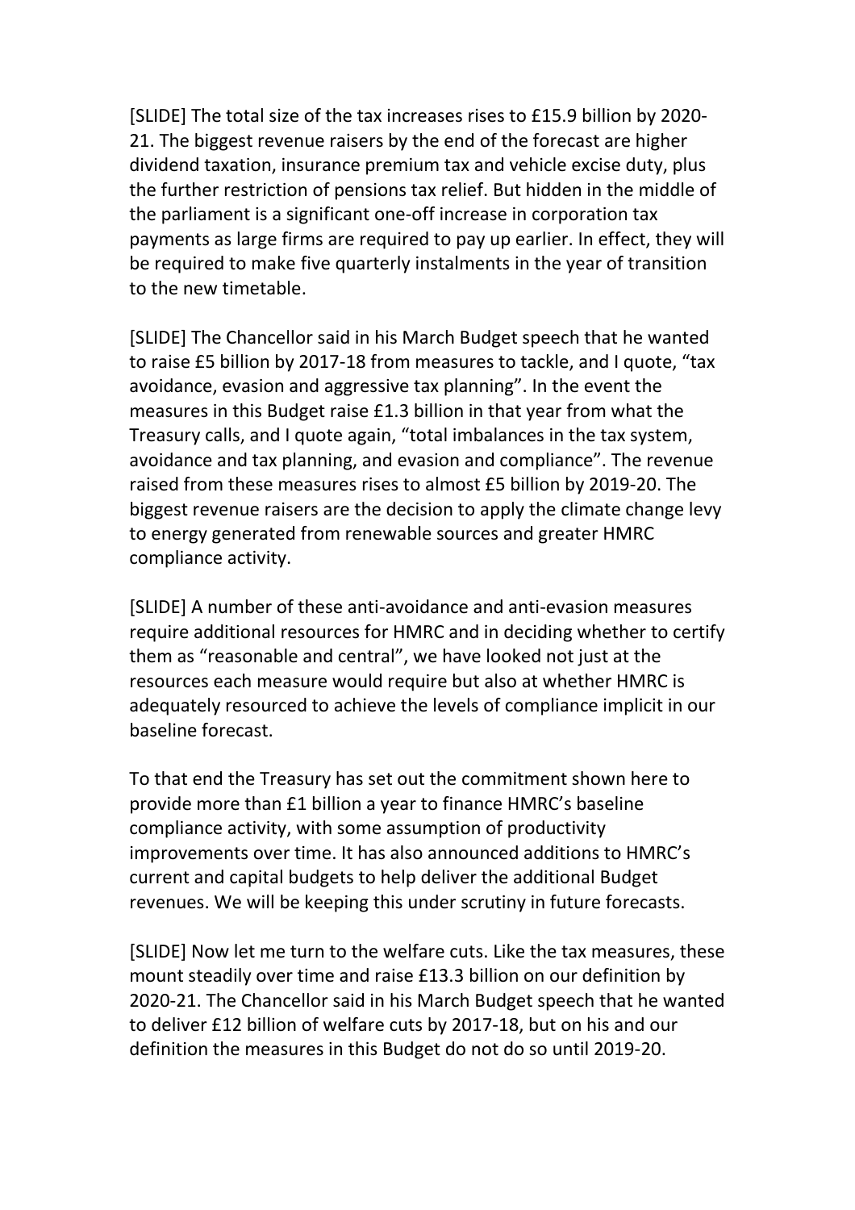[SLIDE] The total size of the tax increases rises to £15.9 billion by 2020-21. The biggest revenue raisers by the end of the forecast are higher dividend taxation, insurance premium tax and vehicle excise duty, plus the further restriction of pensions tax relief. But hidden in the middle of the parliament is a significant one-off increase in corporation tax payments as large firms are required to pay up earlier. In effect, they will be required to make five quarterly instalments in the year of transition to the new timetable.

[SLIDE] The Chancellor said in his March Budget speech that he wanted to raise £5 billion by 2017-18 from measures to tackle, and I quote, "tax avoidance, evasion and aggressive tax planning". In the event the measures in this Budget raise £1.3 billion in that year from what the Treasury calls, and I quote again, "total imbalances in the tax system, avoidance and tax planning, and evasion and compliance". The revenue raised from these measures rises to almost £5 billion by 2019-20. The biggest revenue raisers are the decision to apply the climate change levy to energy generated from renewable sources and greater HMRC compliance activity.

[SLIDE] A number of these anti-avoidance and anti-evasion measures require additional resources for HMRC and in deciding whether to certify them as "reasonable and central", we have looked not just at the resources each measure would require but also at whether HMRC is adequately resourced to achieve the levels of compliance implicit in our baseline forecast.

To that end the Treasury has set out the commitment shown here to provide more than £1 billion a year to finance HMRC's baseline compliance activity, with some assumption of productivity improvements over time. It has also announced additions to HMRC's current and capital budgets to help deliver the additional Budget revenues. We will be keeping this under scrutiny in future forecasts.

[SLIDE] Now let me turn to the welfare cuts. Like the tax measures, these mount steadily over time and raise £13.3 billion on our definition by 2020-21. The Chancellor said in his March Budget speech that he wanted to deliver £12 billion of welfare cuts by 2017-18, but on his and our definition the measures in this Budget do not do so until 2019-20.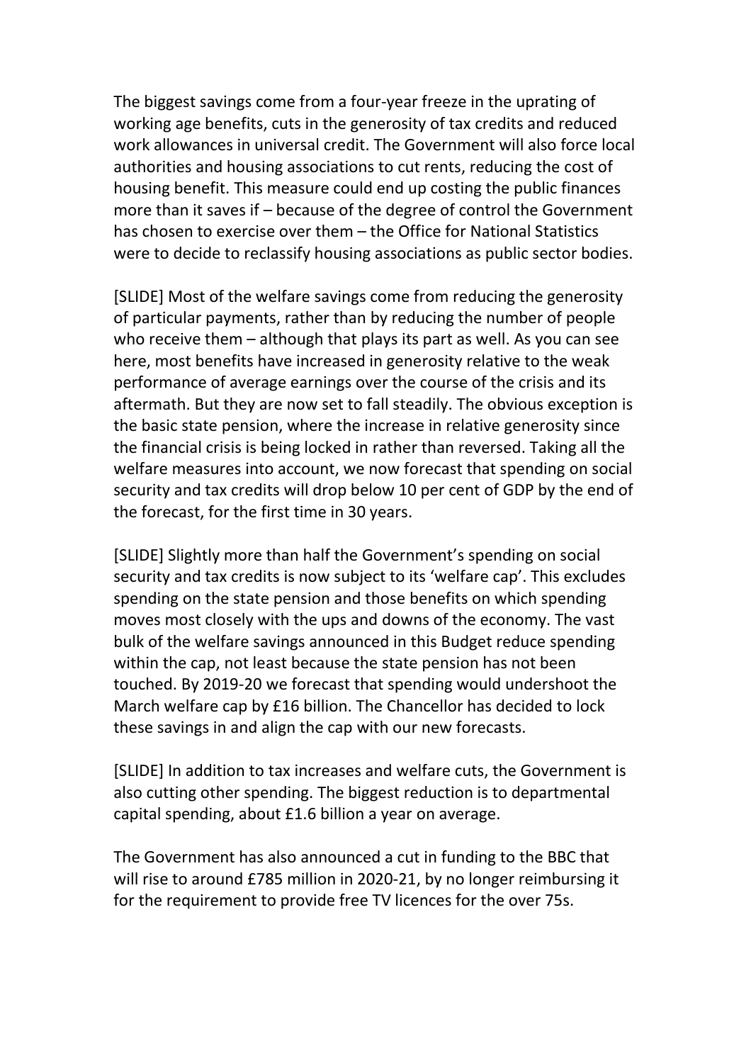The biggest savings come from a four-year freeze in the uprating of working age benefits, cuts in the generosity of tax credits and reduced work allowances in universal credit. The Government will also force local authorities and housing associations to cut rents, reducing the cost of housing benefit. This measure could end up costing the public finances more than it saves if – because of the degree of control the Government has chosen to exercise over them – the Office for National Statistics were to decide to reclassify housing associations as public sector bodies.

[SLIDE] Most of the welfare savings come from reducing the generosity of particular payments, rather than by reducing the number of people who receive them – although that plays its part as well. As you can see here, most benefits have increased in generosity relative to the weak performance of average earnings over the course of the crisis and its aftermath. But they are now set to fall steadily. The obvious exception is the basic state pension, where the increase in relative generosity since the financial crisis is being locked in rather than reversed. Taking all the welfare measures into account, we now forecast that spending on social security and tax credits will drop below 10 per cent of GDP by the end of the forecast, for the first time in 30 years.

[SLIDE] Slightly more than half the Government's spending on social security and tax credits is now subject to its 'welfare cap'. This excludes spending on the state pension and those benefits on which spending moves most closely with the ups and downs of the economy. The vast bulk of the welfare savings announced in this Budget reduce spending within the cap, not least because the state pension has not been touched. By 2019-20 we forecast that spending would undershoot the March welfare cap by £16 billion. The Chancellor has decided to lock these savings in and align the cap with our new forecasts.

[SLIDE] In addition to tax increases and welfare cuts, the Government is also cutting other spending. The biggest reduction is to departmental capital spending, about £1.6 billion a year on average.

The Government has also announced a cut in funding to the BBC that will rise to around £785 million in 2020-21, by no longer reimbursing it for the requirement to provide free TV licences for the over 75s.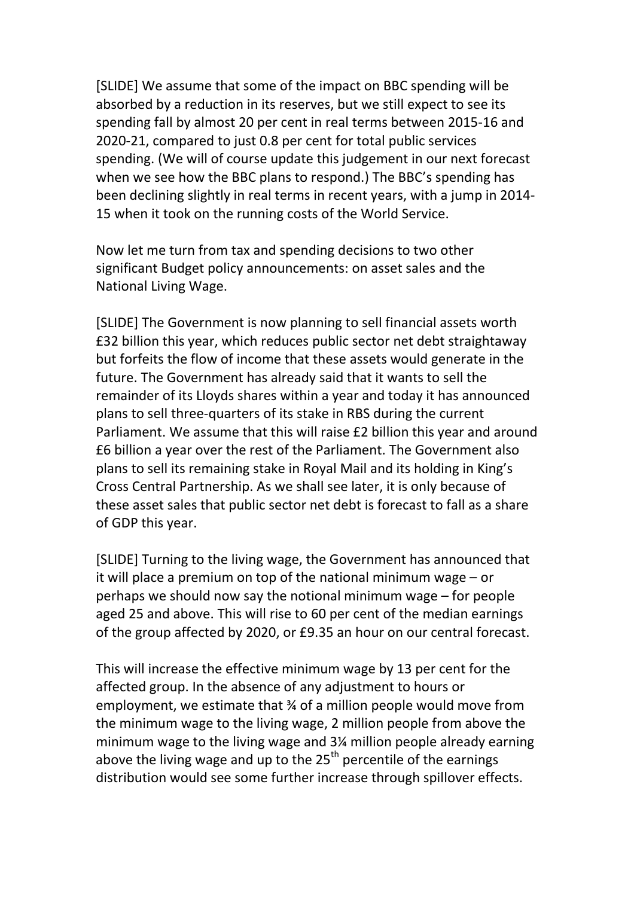[SLIDE] We assume that some of the impact on BBC spending will be absorbed by a reduction in its reserves, but we still expect to see its spending fall by almost 20 per cent in real terms between 2015-16 and 2020-21, compared to just 0.8 per cent for total public services spending. (We will of course update this judgement in our next forecast when we see how the BBC plans to respond.) The BBC's spending has been declining slightly in real terms in recent years, with a jump in 2014-15 when it took on the running costs of the World Service.

Now let me turn from tax and spending decisions to two other significant Budget policy announcements: on asset sales and the National Living Wage.

[SLIDE] The Government is now planning to sell financial assets worth £32 billion this year, which reduces public sector net debt straightaway but forfeits the flow of income that these assets would generate in the future. The Government has already said that it wants to sell the remainder of its Lloyds shares within a year and today it has announced plans to sell three-quarters of its stake in RBS during the current Parliament. We assume that this will raise £2 billion this year and around £6 billion a year over the rest of the Parliament. The Government also plans to sell its remaining stake in Royal Mail and its holding in King's Cross Central Partnership. As we shall see later, it is only because of these asset sales that public sector net debt is forecast to fall as a share of GDP this year.

[SLIDE] Turning to the living wage, the Government has announced that it will place a premium on top of the national minimum wage – or perhaps we should now say the notional minimum wage – for people aged 25 and above. This will rise to 60 per cent of the median earnings of the group affected by 2020, or £9.35 an hour on our central forecast.

This will increase the effective minimum wage by 13 per cent for the affected group. In the absence of any adjustment to hours or employment, we estimate that ¾ of a million people would move from the minimum wage to the living wage, 2 million people from above the minimum wage to the living wage and 3¼ million people already earning above the living wage and up to the 25th percentile of the earnings distribution would see some further increase through spillover effects.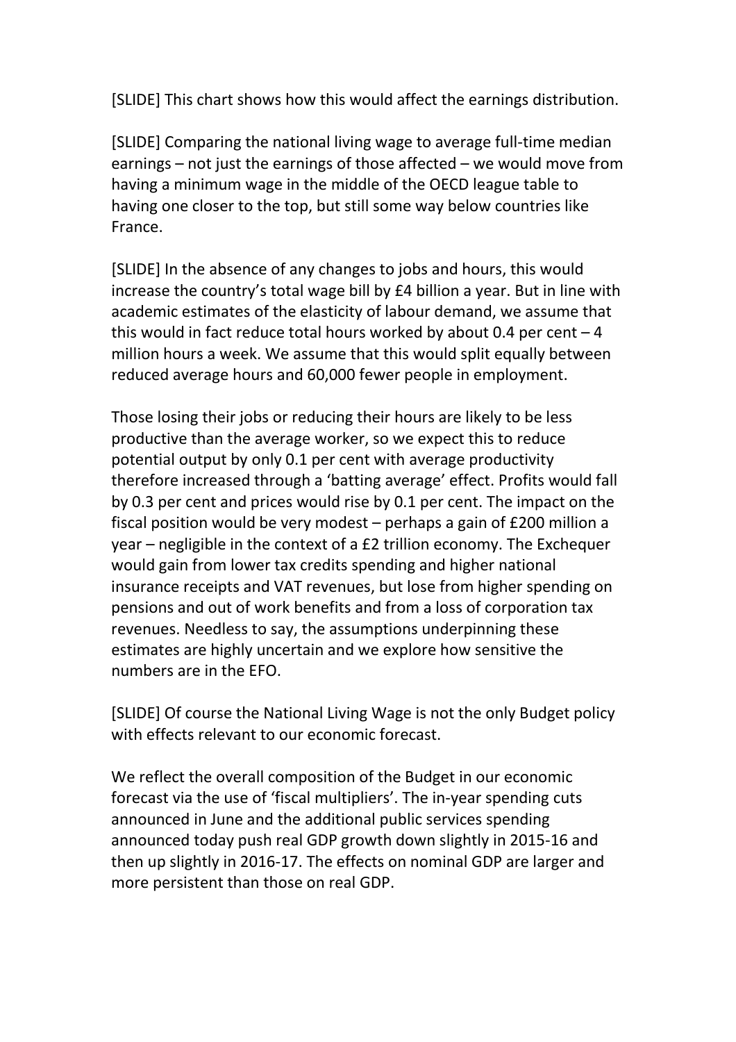[SLIDE] This chart shows how this would affect the earnings distribution.

[SLIDE] Comparing the national living wage to average full-time median earnings – not just the earnings of those affected – we would move from having a minimum wage in the middle of the OECD league table to having one closer to the top, but still some way below countries like France.

[SLIDE] In the absence of any changes to jobs and hours, this would increase the country's total wage bill by £4 billion a year. But in line with academic estimates of the elasticity of labour demand, we assume that this would in fact reduce total hours worked by about 0.4 per cent – 4 million hours a week. We assume that this would split equally between reduced average hours and 60,000 fewer people in employment.

Those losing their jobs or reducing their hours are likely to be less productive than the average worker, so we expect this to reduce potential output by only 0.1 per cent with average productivity therefore increased through a 'batting average' effect. Profits would fall by 0.3 per cent and prices would rise by 0.1 per cent. The impact on the fiscal position would be very modest – perhaps a gain of £200 million a year – negligible in the context of a £2 trillion economy. The Exchequer would gain from lower tax credits spending and higher national insurance receipts and VAT revenues, but lose from higher spending on pensions and out of work benefits and from a loss of corporation tax revenues. Needless to say, the assumptions underpinning these estimates are highly uncertain and we explore how sensitive the numbers are in the EFO.

[SLIDE] Of course the National Living Wage is not the only Budget policy with effects relevant to our economic forecast.

We reflect the overall composition of the Budget in our economic forecast via the use of 'fiscal multipliers'. The in-year spending cuts announced in June and the additional public services spending announced today push real GDP growth down slightly in 2015-16 and then up slightly in 2016-17. The effects on nominal GDP are larger and more persistent than those on real GDP.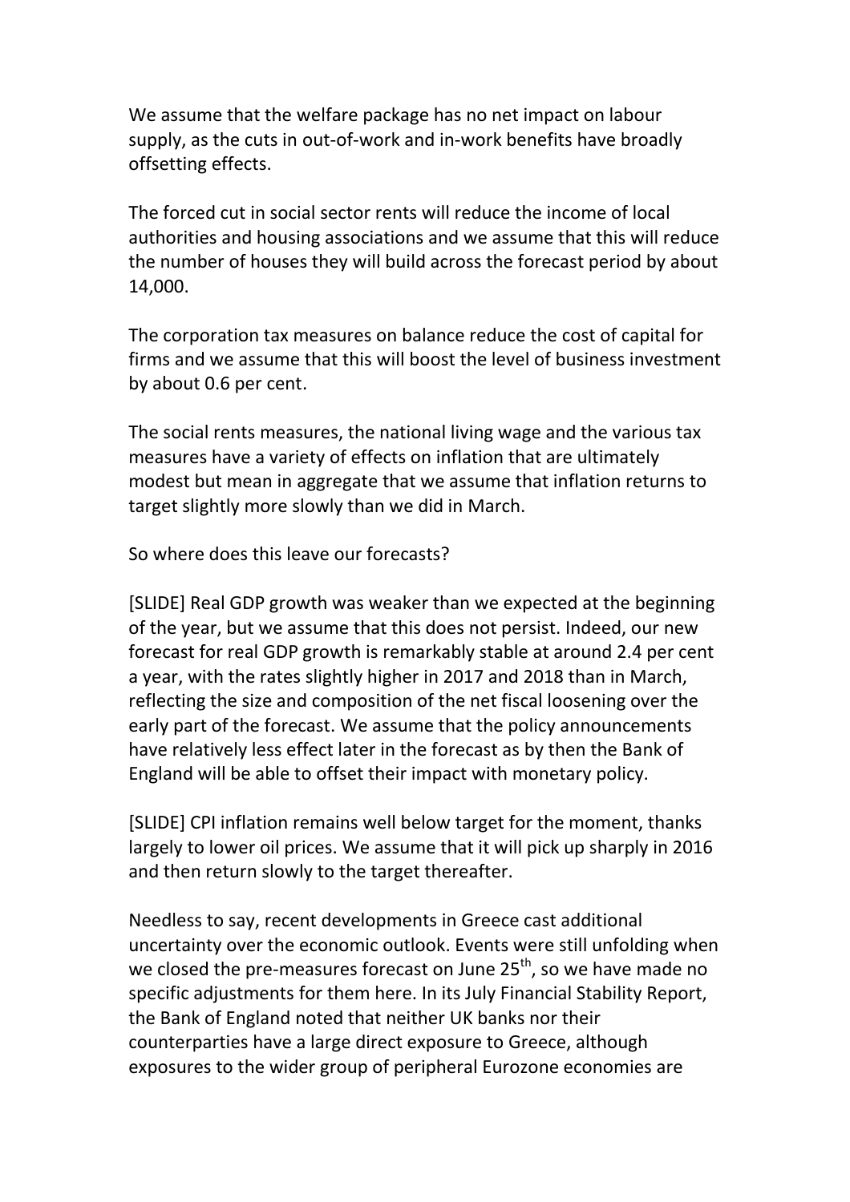We assume that the welfare package has no net impact on labour supply, as the cuts in out-of-work and in-work benefits have broadly offsetting effects.

The forced cut in social sector rents will reduce the income of local authorities and housing associations and we assume that this will reduce the number of houses they will build across the forecast period by about 14,000.

The corporation tax measures on balance reduce the cost of capital for firms and we assume that this will boost the level of business investment by about 0.6 per cent.

The social rents measures, the national living wage and the various tax measures have a variety of effects on inflation that are ultimately modest but mean in aggregate that we assume that inflation returns to target slightly more slowly than we did in March.

So where does this leave our forecasts?

[SLIDE] Real GDP growth was weaker than we expected at the beginning of the year, but we assume that this does not persist. Indeed, our new forecast for real GDP growth is remarkably stable at around 2.4 per cent a year, with the rates slightly higher in 2017 and 2018 than in March, reflecting the size and composition of the net fiscal loosening over the early part of the forecast. We assume that the policy announcements have relatively less effect later in the forecast as by then the Bank of England will be able to offset their impact with monetary policy.

[SLIDE] CPI inflation remains well below target for the moment, thanks largely to lower oil prices. We assume that it will pick up sharply in 2016 and then return slowly to the target thereafter.

Needless to say, recent developments in Greece cast additional uncertainty over the economic outlook. Events were still unfolding when we closed the pre-measures forecast on June 25th, so we have made no specific adjustments for them here. In its July Financial Stability Report, the Bank of England noted that neither UK banks nor their counterparties have a large direct exposure to Greece, although exposures to the wider group of peripheral Eurozone economies are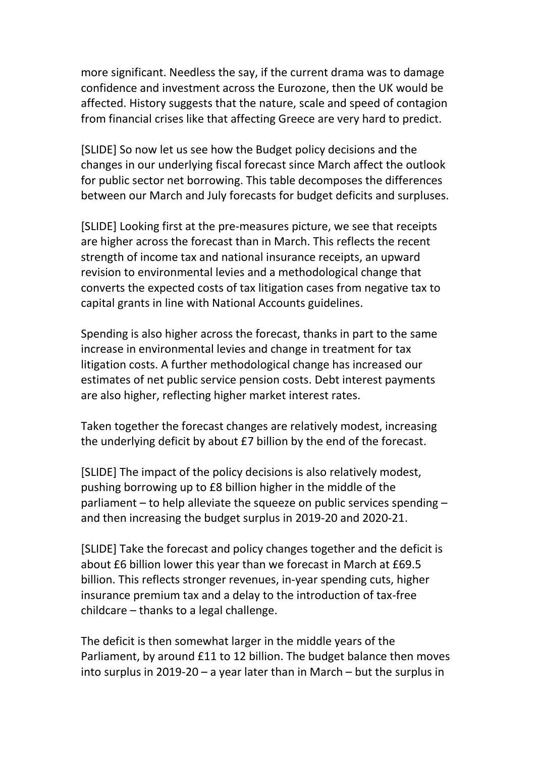more significant. Needless the say, if the current drama was to damage confidence and investment across the Eurozone, then the UK would be affected. History suggests that the nature, scale and speed of contagion from financial crises like that affecting Greece are very hard to predict.

[SLIDE] So now let us see how the Budget policy decisions and the changes in our underlying fiscal forecast since March affect the outlook for public sector net borrowing. This table decomposes the differences between our March and July forecasts for budget deficits and surpluses.

[SLIDE] Looking first at the pre-measures picture, we see that receipts are higher across the forecast than in March. This reflects the recent strength of income tax and national insurance receipts, an upward revision to environmental levies and a methodological change that converts the expected costs of tax litigation cases from negative tax to capital grants in line with National Accounts guidelines.

Spending is also higher across the forecast, thanks in part to the same increase in environmental levies and change in treatment for tax litigation costs. A further methodological change has increased our estimates of net public service pension costs. Debt interest payments are also higher, reflecting higher market interest rates.

Taken together the forecast changes are relatively modest, increasing the underlying deficit by about £7 billion by the end of the forecast.

[SLIDE] The impact of the policy decisions is also relatively modest, pushing borrowing up to £8 billion higher in the middle of the parliament – to help alleviate the squeeze on public services spending – and then increasing the budget surplus in 2019-20 and 2020-21.

[SLIDE] Take the forecast and policy changes together and the deficit is about £6 billion lower this year than we forecast in March at £69.5 billion. This reflects stronger revenues, in-year spending cuts, higher insurance premium tax and a delay to the introduction of tax-free childcare – thanks to a legal challenge.

The deficit is then somewhat larger in the middle years of the Parliament, by around £11 to 12 billion. The budget balance then moves into surplus in 2019-20 – a year later than in March – but the surplus in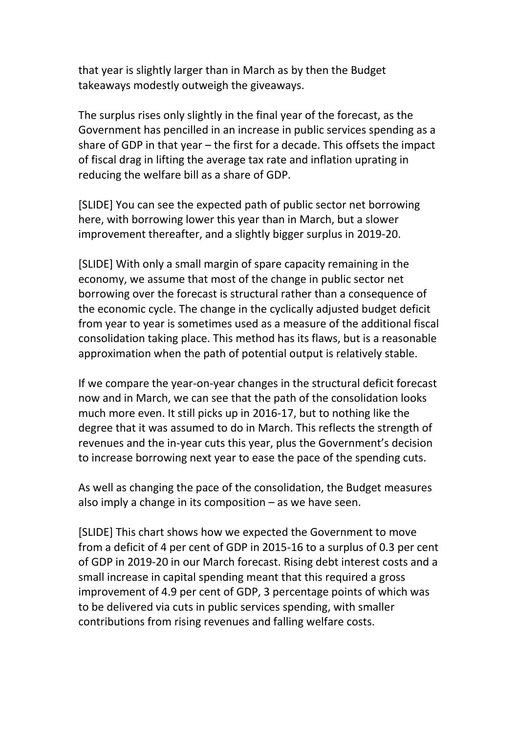that year is slightly larger than in March as by then the Budget takeaways modestly outweigh the giveaways.

The surplus rises only slightly in the final year of the forecast, as the Government has pencilled in an increase in public services spending as a share of GDP in that year – the first for a decade. This offsets the impact of fiscal drag in lifting the average tax rate and inflation uprating in reducing the welfare bill as a share of GDP.

[SLIDE] You can see the expected path of public sector net borrowing here, with borrowing lower this year than in March, but a slower improvement thereafter, and a slightly bigger surplus in 2019-20.

[SLIDE] With only a small margin of spare capacity remaining in the economy, we assume that most of the change in public sector net borrowing over the forecast is structural rather than a consequence of the economic cycle. The change in the cyclically adjusted budget deficit from year to year is sometimes used as a measure of the additional fiscal consolidation taking place. This method has its flaws, but is a reasonable approximation when the path of potential output is relatively stable.

If we compare the year-on-year changes in the structural deficit forecast now and in March, we can see that the path of the consolidation looks much more even. It still picks up in 2016-17, but to nothing like the degree that it was assumed to do in March. This reflects the strength of revenues and the in-year cuts this year, plus the Government's decision to increase borrowing next year to ease the pace of the spending cuts.

As well as changing the pace of the consolidation, the Budget measures also imply a change in its composition – as we have seen.

[SLIDE] This chart shows how we expected the Government to move from a deficit of 4 per cent of GDP in 2015-16 to a surplus of 0.3 per cent of GDP in 2019-20 in our March forecast. Rising debt interest costs and a small increase in capital spending meant that this required a gross improvement of 4.9 per cent of GDP, 3 percentage points of which was to be delivered via cuts in public services spending, with smaller contributions from rising revenues and falling welfare costs.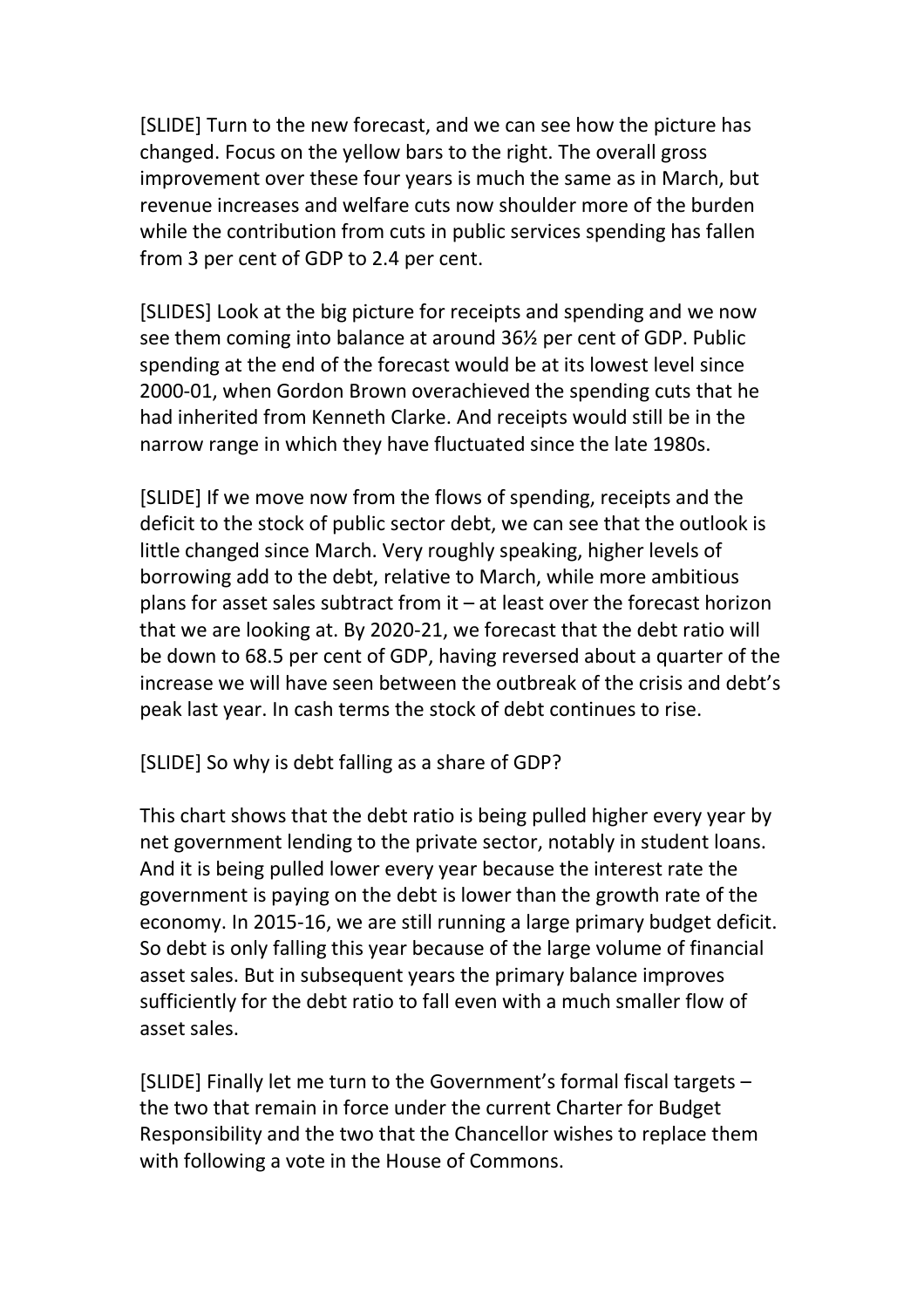[SLIDE] Turn to the new forecast, and we can see how the picture has changed. Focus on the yellow bars to the right. The overall gross improvement over these four years is much the same as in March, but revenue increases and welfare cuts now shoulder more of the burden while the contribution from cuts in public services spending has fallen from 3 per cent of GDP to 2.4 per cent.

[SLIDES] Look at the big picture for receipts and spending and we now see them coming into balance at around 36½ per cent of GDP. Public spending at the end of the forecast would be at its lowest level since 2000-01, when Gordon Brown overachieved the spending cuts that he had inherited from Kenneth Clarke. And receipts would still be in the narrow range in which they have fluctuated since the late 1980s.

[SLIDE] If we move now from the flows of spending, receipts and the deficit to the stock of public sector debt, we can see that the outlook is little changed since March. Very roughly speaking, higher levels of borrowing add to the debt, relative to March, while more ambitious plans for asset sales subtract from it – at least over the forecast horizon that we are looking at. By 2020-21, we forecast that the debt ratio will be down to 68.5 per cent of GDP, having reversed about a quarter of the increase we will have seen between the outbreak of the crisis and debt's peak last year. In cash terms the stock of debt continues to rise.

[SLIDE] So why is debt falling as a share of GDP?

This chart shows that the debt ratio is being pulled higher every year by net government lending to the private sector, notably in student loans. And it is being pulled lower every year because the interest rate the government is paying on the debt is lower than the growth rate of the economy. In 2015-16, we are still running a large primary budget deficit. So debt is only falling this year because of the large volume of financial asset sales. But in subsequent years the primary balance improves sufficiently for the debt ratio to fall even with a much smaller flow of asset sales.

[SLIDE] Finally let me turn to the Government's formal fiscal targets – the two that remain in force under the current Charter for Budget Responsibility and the two that the Chancellor wishes to replace them with following a vote in the House of Commons.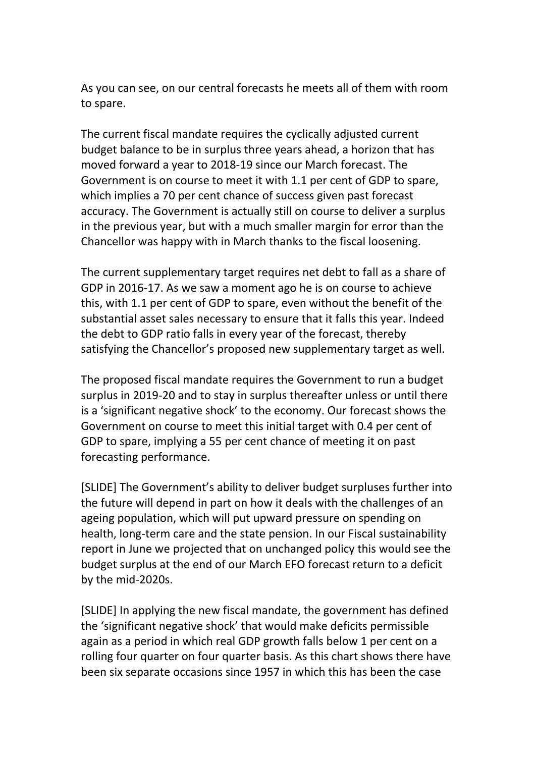As you can see, on our central forecasts he meets all of them with room to spare.

The current fiscal mandate requires the cyclically adjusted current budget balance to be in surplus three years ahead, a horizon that has moved forward a year to 2018-19 since our March forecast. The Government is on course to meet it with 1.1 per cent of GDP to spare, which implies a 70 per cent chance of success given past forecast accuracy. The Government is actually still on course to deliver a surplus in the previous year, but with a much smaller margin for error than the Chancellor was happy with in March thanks to the fiscal loosening.

The current supplementary target requires net debt to fall as a share of GDP in 2016-17. As we saw a moment ago he is on course to achieve this, with 1.1 per cent of GDP to spare, even without the benefit of the substantial asset sales necessary to ensure that it falls this year. Indeed the debt to GDP ratio falls in every year of the forecast, thereby satisfying the Chancellor's proposed new supplementary target as well.

The proposed fiscal mandate requires the Government to run a budget surplus in 2019-20 and to stay in surplus thereafter unless or until there is a 'significant negative shock' to the economy. Our forecast shows the Government on course to meet this initial target with 0.4 per cent of GDP to spare, implying a 55 per cent chance of meeting it on past forecasting performance.

[SLIDE] The Government's ability to deliver budget surpluses further into the future will depend in part on how it deals with the challenges of an ageing population, which will put upward pressure on spending on health, long-term care and the state pension. In our Fiscal sustainability report in June we projected that on unchanged policy this would see the budget surplus at the end of our March EFO forecast return to a deficit by the mid-2020s.

[SLIDE] In applying the new fiscal mandate, the government has defined the 'significant negative shock' that would make deficits permissible again as a period in which real GDP growth falls below 1 per cent on a rolling four quarter on four quarter basis. As this chart shows there have been six separate occasions since 1957 in which this has been the case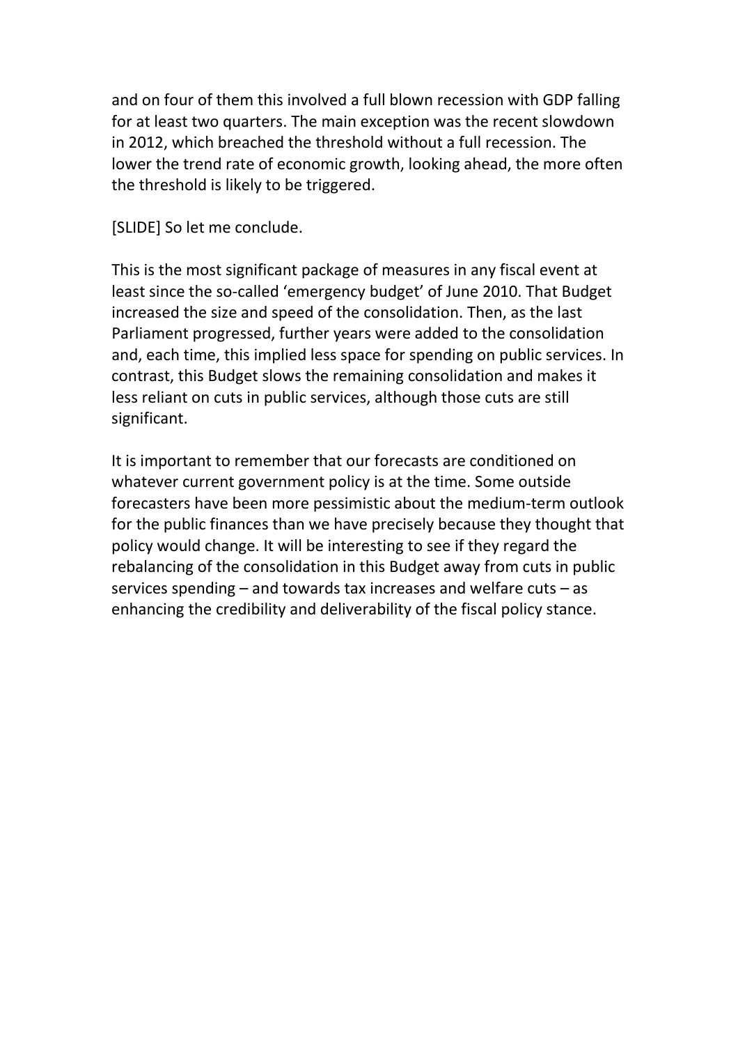and on four of them this involved a full blown recession with GDP falling for at least two quarters. The main exception was the recent slowdown in 2012, which breached the threshold without a full recession. The lower the trend rate of economic growth, looking ahead, the more often the threshold is likely to be triggered.

[SLIDE] So let me conclude.

This is the most significant package of measures in any fiscal event at least since the so-called 'emergency budget' of June 2010. That Budget increased the size and speed of the consolidation. Then, as the last Parliament progressed, further years were added to the consolidation and, each time, this implied less space for spending on public services. In contrast, this Budget slows the remaining consolidation and makes it less reliant on cuts in public services, although those cuts are still significant.

It is important to remember that our forecasts are conditioned on whatever current government policy is at the time. Some outside forecasters have been more pessimistic about the medium-term outlook for the public finances than we have precisely because they thought that policy would change. It will be interesting to see if they regard the rebalancing of the consolidation in this Budget away from cuts in public services spending – and towards tax increases and welfare cuts – as enhancing the credibility and deliverability of the fiscal policy stance.